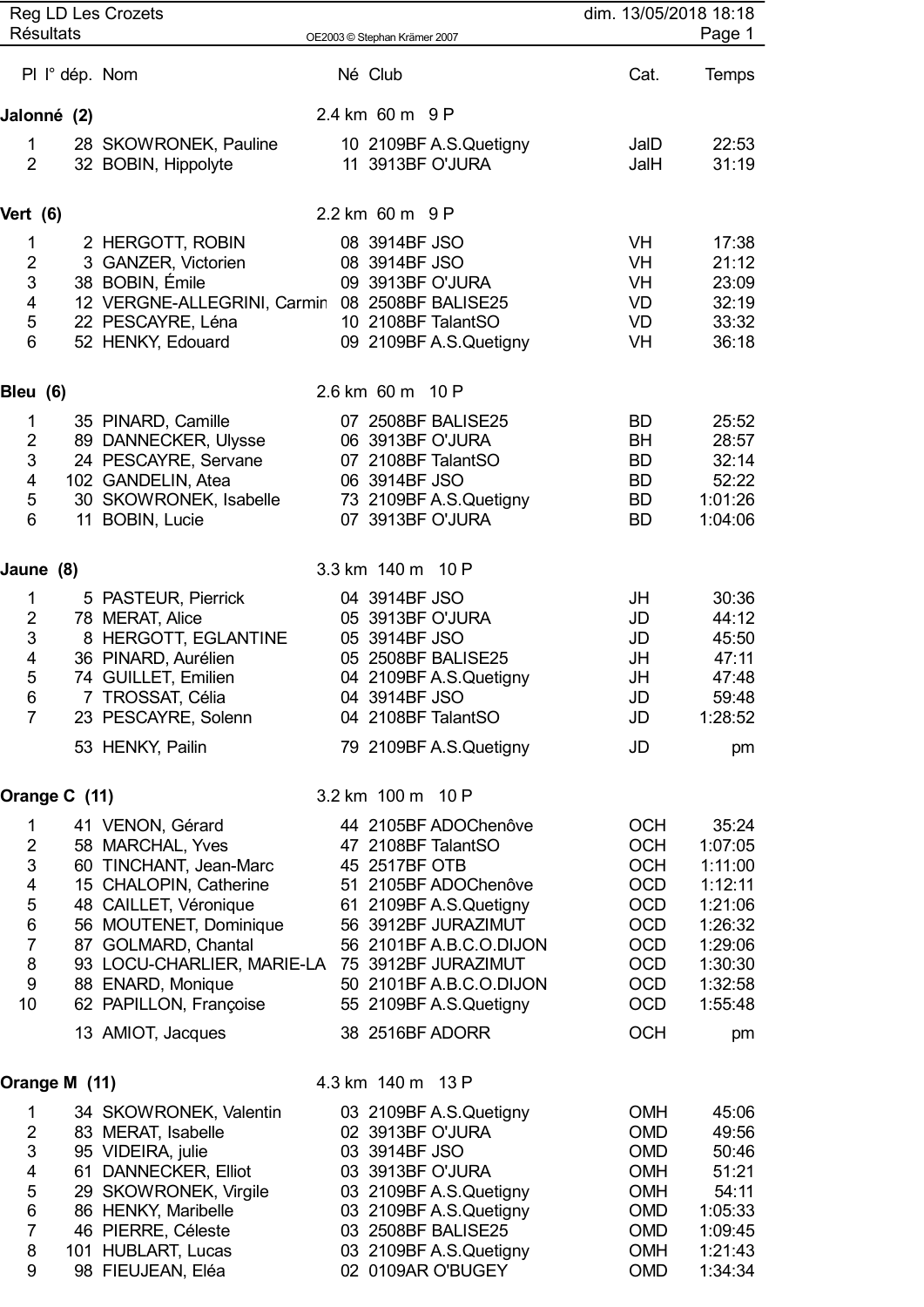Reg LD Les Crozets dim. 13/05/2018 18:18

Résultats

OE2003 © Stephan Krämer 2007

| Pl | I° dép. | Nom | Né | Club | Cat. | Temps |
|---|---|---|---|---|---|---|
| **Jalonné (2)** | | | | 2.4 km 60 m 9 P | | |
| 1 | 28 | SKOWRONEK, Pauline | 10 | 2109BF A.S.Quetigny | JalD | 22:53 |
| 2 | 32 | BOBIN, Hippolyte | 11 | 3913BF O'JURA | JalH | 31:19 |
| **Vert (6)** | | | | 2.2 km 60 m 9 P | | |
| 1 | 2 | HERGOTT, ROBIN | 08 | 3914BF JSO | VH | 17:38 |
| 2 | 3 | GANZER, Victorien | 08 | 3914BF JSO | VH | 21:12 |
| 3 | 38 | BOBIN, Émile | 09 | 3913BF O'JURA | VH | 23:09 |
| 4 | 12 | VERGNE-ALLEGRINI, Carmin | 08 | 2508BF BALISE25 | VD | 32:19 |
| 5 | 22 | PESCAYRE, Léna | 10 | 2108BF TalantSO | VD | 33:32 |
| 6 | 52 | HENKY, Edouard | 09 | 2109BF A.S.Quetigny | VH | 36:18 |
| **Bleu (6)** | | | | 2.6 km 60 m 10 P | | |
| 1 | 35 | PINARD, Camille | 07 | 2508BF BALISE25 | BD | 25:52 |
| 2 | 89 | DANNECKER, Ulysse | 06 | 3913BF O'JURA | BH | 28:57 |
| 3 | 24 | PESCAYRE, Servane | 07 | 2108BF TalantSO | BD | 32:14 |
| 4 | 102 | GANDELIN, Atea | 06 | 3914BF JSO | BD | 52:22 |
| 5 | 30 | SKOWRONEK, Isabelle | 73 | 2109BF A.S.Quetigny | BD | 1:01:26 |
| 6 | 11 | BOBIN, Lucie | 07 | 3913BF O'JURA | BD | 1:04:06 |
| **Jaune (8)** | | | | 3.3 km 140 m 10 P | | |
| 1 | 5 | PASTEUR, Pierrick | 04 | 3914BF JSO | JH | 30:36 |
| 2 | 78 | MERAT, Alice | 05 | 3913BF O'JURA | JD | 44:12 |
| 3 | 8 | HERGOTT, EGLANTINE | 05 | 3914BF JSO | JD | 45:50 |
| 4 | 36 | PINARD, Aurélien | 05 | 2508BF BALISE25 | JH | 47:11 |
| 5 | 74 | GUILLET, Emilien | 04 | 2109BF A.S.Quetigny | JH | 47:48 |
| 6 | 7 | TROSSAT, Célia | 04 | 3914BF JSO | JD | 59:48 |
| 7 | 23 | PESCAYRE, Solenn | 04 | 2108BF TalantSO | JD | 1:28:52 |
| | 53 | HENKY, Pailin | 79 | 2109BF A.S.Quetigny | JD | pm |
| **Orange C (11)** | | | | 3.2 km 100 m 10 P | | |
| 1 | 41 | VENON, Gérard | 44 | 2105BF ADOChenôve | OCH | 35:24 |
| 2 | 58 | MARCHAL, Yves | 47 | 2108BF TalantSO | OCH | 1:07:05 |
| 3 | 60 | TINCHANT, Jean-Marc | 45 | 2517BF OTB | OCH | 1:11:00 |
| 4 | 15 | CHALOPIN, Catherine | 51 | 2105BF ADOChenôve | OCD | 1:12:11 |
| 5 | 48 | CAILLET, Véronique | 61 | 2109BF A.S.Quetigny | OCD | 1:21:06 |
| 6 | 56 | MOUTENET, Dominique | 56 | 3912BF JURAZIMUT | OCD | 1:26:32 |
| 7 | 87 | GOLMARD, Chantal | 56 | 2101BF A.B.C.O.DIJON | OCD | 1:29:06 |
| 8 | 93 | LOCU-CHARLIER, MARIE-LA | 75 | 3912BF JURAZIMUT | OCD | 1:30:30 |
| 9 | 88 | ENARD, Monique | 50 | 2101BF A.B.C.O.DIJON | OCD | 1:32:58 |
| 10 | 62 | PAPILLON, Françoise | 55 | 2109BF A.S.Quetigny | OCD | 1:55:48 |
| | 13 | AMIOT, Jacques | 38 | 2516BF ADORR | OCH | pm |
| **Orange M (11)** | | | | 4.3 km 140 m 13 P | | |
| 1 | 34 | SKOWRONEK, Valentin | 03 | 2109BF A.S.Quetigny | OMH | 45:06 |
| 2 | 83 | MERAT, Isabelle | 02 | 3913BF O'JURA | OMD | 49:56 |
| 3 | 95 | VIDEIRA, julie | 03 | 3914BF JSO | OMD | 50:46 |
| 4 | 61 | DANNECKER, Elliot | 03 | 3913BF O'JURA | OMH | 51:21 |
| 5 | 29 | SKOWRONEK, Virgile | 03 | 2109BF A.S.Quetigny | OMH | 54:11 |
| 6 | 86 | HENKY, Maribelle | 03 | 2109BF A.S.Quetigny | OMD | 1:05:33 |
| 7 | 46 | PIERRE, Céleste | 03 | 2508BF BALISE25 | OMD | 1:09:45 |
| 8 | 101 | HUBLART, Lucas | 03 | 2109BF A.S.Quetigny | OMH | 1:21:43 |
| 9 | 98 | FIEUJEAN, Eléa | 02 | 0109AR O'BUGEY | OMD | 1:34:34 |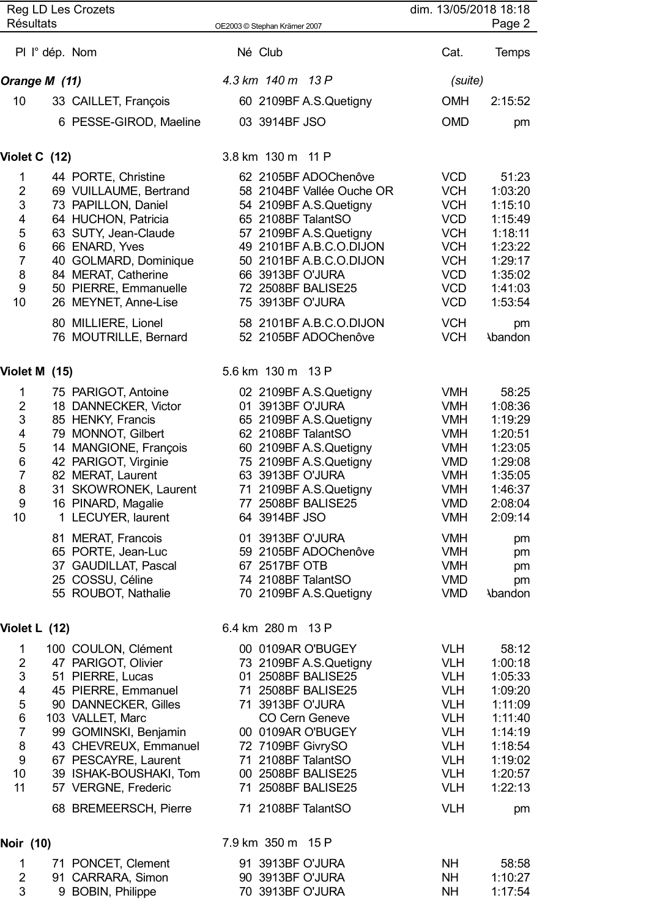| Pl | I° dép. | Nom | Né | Club | Cat. | Temps |
|---|---|---|---|---|---|---|
| **Orange M (11)** | | | | *4.3 km 140 m 13 P* | *(suite)* | |
| 10 | 33 | CAILLET, François | 60 | 2109BF A.S.Quetigny | OMH | 2:15:52 |
| | 6 | PESSE-GIROD, Maeline | 03 | 3914BF JSO | OMD | pm |
| **Violet C (12)** | | | | 3.8 km 130 m 11 P | | |
| 1 | 44 | PORTE, Christine | 62 | 2105BF ADOChenôve | VCD | 51:23 |
| 2 | 69 | VUILLAUME, Bertrand | 58 | 2104BF Vallée Ouche OR | VCH | 1:03:20 |
| 3 | 73 | PAPILLON, Daniel | 54 | 2109BF A.S.Quetigny | VCH | 1:15:10 |
| 4 | 64 | HUCHON, Patricia | 65 | 2108BF TalantSO | VCD | 1:15:49 |
| 5 | 63 | SUTY, Jean-Claude | 57 | 2109BF A.S.Quetigny | VCH | 1:18:11 |
| 6 | 66 | ENARD, Yves | 49 | 2101BF A.B.C.O.DIJON | VCH | 1:23:22 |
| 7 | 40 | GOLMARD, Dominique | 50 | 2101BF A.B.C.O.DIJON | VCH | 1:29:17 |
| 8 | 84 | MERAT, Catherine | 66 | 3913BF O'JURA | VCD | 1:35:02 |
| 9 | 50 | PIERRE, Emmanuelle | 72 | 2508BF BALISE25 | VCD | 1:41:03 |
| 10 | 26 | MEYNET, Anne-Lise | 75 | 3913BF O'JURA | VCD | 1:53:54 |
| | 80 | MILLIERE, Lionel | 58 | 2101BF A.B.C.O.DIJON | VCH | pm |
| | 76 | MOUTRILLE, Bernard | 52 | 2105BF ADOChenôve | VCH | Abandon |
| **Violet M (15)** | | | | 5.6 km 130 m 13 P | | |
| 1 | 75 | PARIGOT, Antoine | 02 | 2109BF A.S.Quetigny | VMH | 58:25 |
| 2 | 18 | DANNECKER, Victor | 01 | 3913BF O'JURA | VMH | 1:08:36 |
| 3 | 85 | HENKY, Francis | 65 | 2109BF A.S.Quetigny | VMH | 1:19:29 |
| 4 | 79 | MONNOT, Gilbert | 62 | 2108BF TalantSO | VMH | 1:20:51 |
| 5 | 14 | MANGIONE, François | 60 | 2109BF A.S.Quetigny | VMH | 1:23:05 |
| 6 | 42 | PARIGOT, Virginie | 75 | 2109BF A.S.Quetigny | VMD | 1:29:08 |
| 7 | 82 | MERAT, Laurent | 63 | 3913BF O'JURA | VMH | 1:35:05 |
| 8 | 31 | SKOWRONEK, Laurent | 71 | 2109BF A.S.Quetigny | VMH | 1:46:37 |
| 9 | 16 | PINARD, Magalie | 77 | 2508BF BALISE25 | VMD | 2:08:04 |
| 10 | 1 | LECUYER, laurent | 64 | 3914BF JSO | VMH | 2:09:14 |
| | 81 | MERAT, Francois | 01 | 3913BF O'JURA | VMH | pm |
| | 65 | PORTE, Jean-Luc | 59 | 2105BF ADOChenôve | VMH | pm |
| | 37 | GAUDILLAT, Pascal | 67 | 2517BF OTB | VMH | pm |
| | 25 | COSSU, Céline | 74 | 2108BF TalantSO | VMD | pm |
| | 55 | ROUBOT, Nathalie | 70 | 2109BF A.S.Quetigny | VMD | Abandon |
| **Violet L (12)** | | | | 6.4 km 280 m 13 P | | |
| 1 | 100 | COULON, Clément | 00 | 0109AR O'BUGEY | VLH | 58:12 |
| 2 | 47 | PARIGOT, Olivier | 73 | 2109BF A.S.Quetigny | VLH | 1:00:18 |
| 3 | 51 | PIERRE, Lucas | 01 | 2508BF BALISE25 | VLH | 1:05:33 |
| 4 | 45 | PIERRE, Emmanuel | 71 | 2508BF BALISE25 | VLH | 1:09:20 |
| 5 | 90 | DANNECKER, Gilles | 71 | 3913BF O'JURA | VLH | 1:11:09 |
| 6 | 103 | VALLET, Marc | | CO Cern Geneve | VLH | 1:11:40 |
| 7 | 99 | GOMINSKI, Benjamin | 00 | 0109AR O'BUGEY | VLH | 1:14:19 |
| 8 | 43 | CHEVREUX, Emmanuel | 72 | 7109BF GivrySO | VLH | 1:18:54 |
| 9 | 67 | PESCAYRE, Laurent | 71 | 2108BF TalantSO | VLH | 1:19:02 |
| 10 | 39 | ISHAK-BOUSHAKI, Tom | 00 | 2508BF BALISE25 | VLH | 1:20:57 |
| 11 | 57 | VERGNE, Frederic | 71 | 2508BF BALISE25 | VLH | 1:22:13 |
| | 68 | BREMEERSCH, Pierre | 71 | 2108BF TalantSO | VLH | pm |
| **Noir (10)** | | | | 7.9 km 350 m 15 P | | |
| 1 | 71 | PONCET, Clement | 91 | 3913BF O'JURA | NH | 58:58 |
| 2 | 91 | CARRARA, Simon | 90 | 3913BF O'JURA | NH | 1:10:27 |
| 3 | 9 | BOBIN, Philippe | 70 | 3913BF O'JURA | NH | 1:17:54 |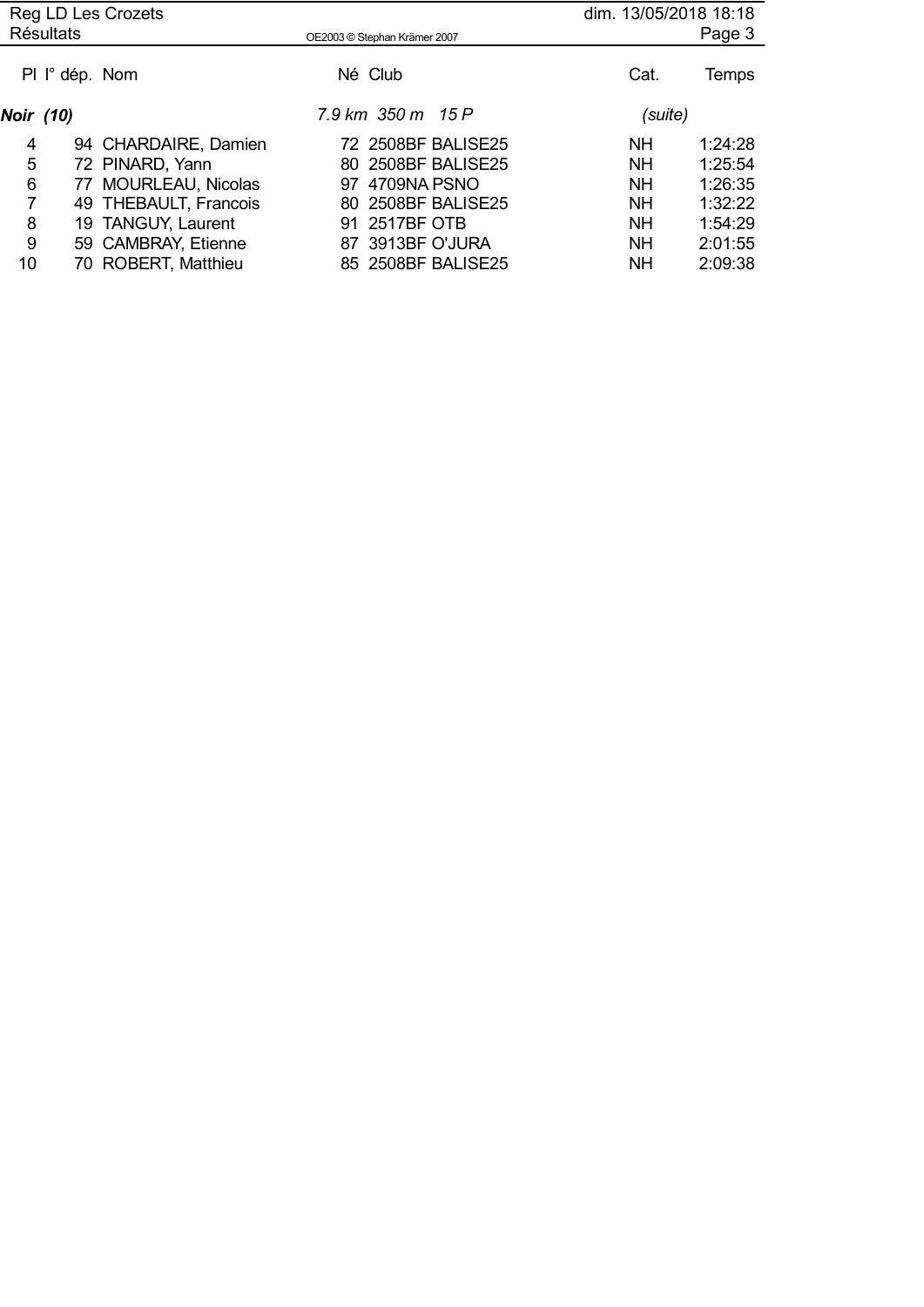| Pl | I° dép. | Nom | Né | Club | Cat. | Temps |
|---|---|---|---|---|---|---|
| ***Noir (10)*** | | | *7.9 km 350 m 15 P* | | *(suite)* | |
| 4 | 94 | CHARDAIRE, Damien | 72 | 2508BF BALISE25 | NH | 1:24:28 |
| 5 | 72 | PINARD, Yann | 80 | 2508BF BALISE25 | NH | 1:25:54 |
| 6 | 77 | MOURLEAU, Nicolas | 97 | 4709NA PSNO | NH | 1:26:35 |
| 7 | 49 | THEBAULT, Francois | 80 | 2508BF BALISE25 | NH | 1:32:22 |
| 8 | 19 | TANGUY, Laurent | 91 | 2517BF OTB | NH | 1:54:29 |
| 9 | 59 | CAMBRAY, Etienne | 87 | 3913BF O'JURA | NH | 2:01:55 |
| 10 | 70 | ROBERT, Matthieu | 85 | 2508BF BALISE25 | NH | 2:09:38 |